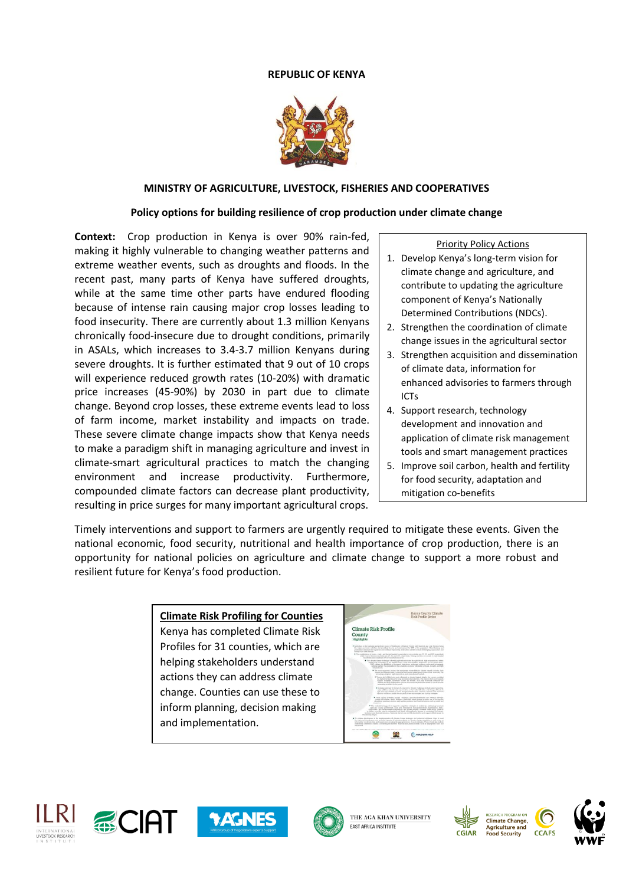**REPUBLIC OF KENYA**

**MINISTRY OF AGRICULTURE, LIVESTOCK, FISHERIES AND COOPERATIVES**

**Policy options for building resilience of crop production under climate change**

**Context:** Crop production in Kenya is over 90% rain-fed, making it highly vulnerable to changing weather patterns and extreme weather events, such as droughts and floods. In the recent past, many parts of Kenya have suffered droughts, while at the same time other parts have endured flooding because of intense rain causing major crop losses leading to food insecurity. There are currently about 1.3 million Kenyans chronically food-insecure due to drought conditions, primarily in ASALs, which increases to 3.4-3.7 million Kenyans during severe droughts. It is further estimated that 9 out of 10 crops will experience reduced growth rates (10-20%) with dramatic price increases (45-90%) by 2030 in part due to climate change. Beyond crop losses, these extreme events lead to loss of farm income, market instability and impacts on trade. These severe climate change impacts show that Kenya needs to make a paradigm shift in managing agriculture and invest in climate-smart agricultural practices to match the changing environment and increase productivity. Furthermore, compounded climate factors can decrease plant productivity, resulting in price surges for many important agricultural crops.

Timely interventions and support to farmers are urgently required to mitigate these events. Given the national economic, food security, nutritional and health importance of crop production, there is an opportunity for national policies on agriculture and climate change to support a more robust and resilient future for Kenya's food production.

Priority Policy Actions

1. Develop Kenya's long-term vision for climate change and agriculture, and contribute to updating the agriculture component of Kenya's Nationally Determined Contributions (NDCs).
2. Strengthen the coordination of climate change issues in the agricultural sector
3. Strengthen acquisition and dissemination of climate data, information for enhanced advisories to farmers through ICTs
4. Support research, technology development and innovation and application of climate risk management tools and smart management practices
5. Improve soil carbon, health and fertility for food security, adaptation and mitigation co-benefits

**Climate Risk Profiling for Counties**

Kenya has completed Climate Risk Profiles for 31 counties, which are helping stakeholders understand actions they can address climate change. Counties can use these to inform planning, decision making and implementation.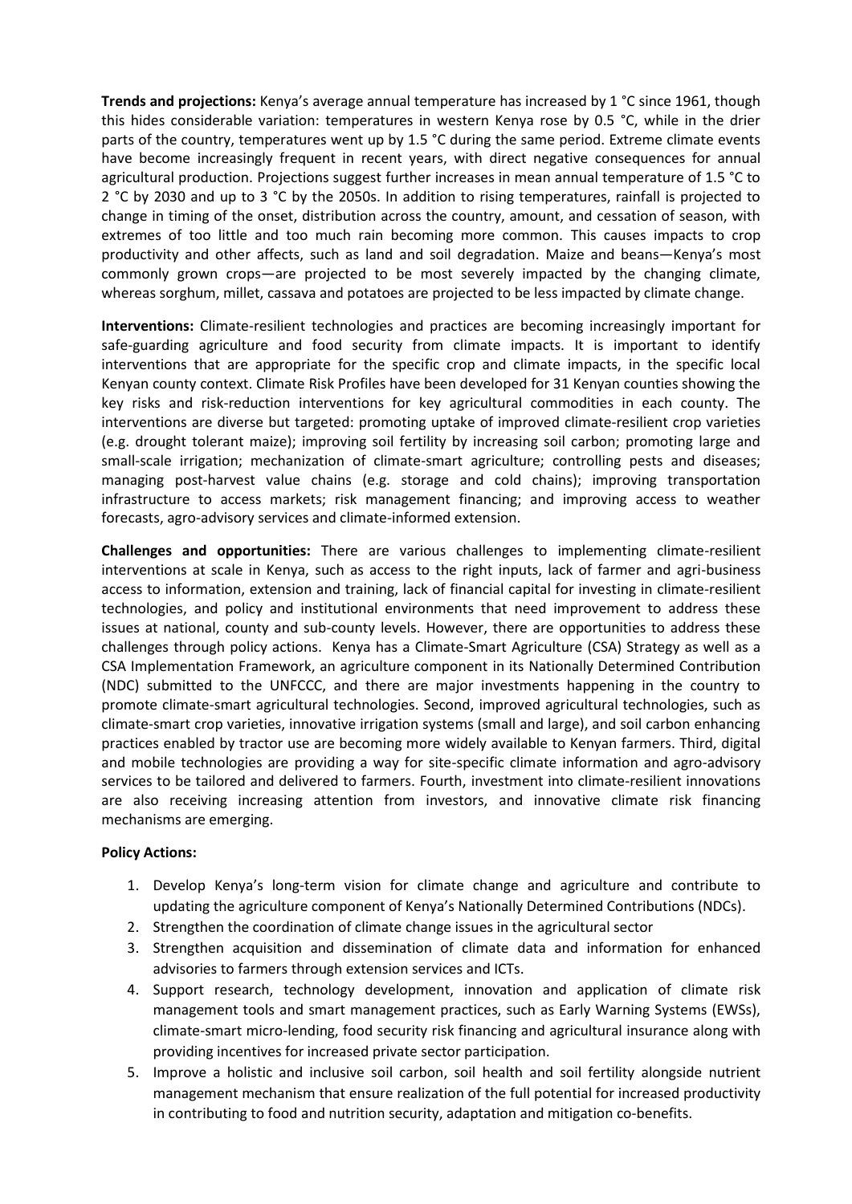**Trends and projections:** Kenya's average annual temperature has increased by 1 °C since 1961, though this hides considerable variation: temperatures in western Kenya rose by 0.5 °C, while in the drier parts of the country, temperatures went up by 1.5 °C during the same period. Extreme climate events have become increasingly frequent in recent years, with direct negative consequences for annual agricultural production. Projections suggest further increases in mean annual temperature of 1.5 °C to 2 °C by 2030 and up to 3 °C by the 2050s. In addition to rising temperatures, rainfall is projected to change in timing of the onset, distribution across the country, amount, and cessation of season, with extremes of too little and too much rain becoming more common. This causes impacts to crop productivity and other affects, such as land and soil degradation. Maize and beans—Kenya's most commonly grown crops—are projected to be most severely impacted by the changing climate, whereas sorghum, millet, cassava and potatoes are projected to be less impacted by climate change.

**Interventions:** Climate-resilient technologies and practices are becoming increasingly important for safe-guarding agriculture and food security from climate impacts. It is important to identify interventions that are appropriate for the specific crop and climate impacts, in the specific local Kenyan county context. Climate Risk Profiles have been developed for 31 Kenyan counties showing the key risks and risk-reduction interventions for key agricultural commodities in each county. The interventions are diverse but targeted: promoting uptake of improved climate-resilient crop varieties (e.g. drought tolerant maize); improving soil fertility by increasing soil carbon; promoting large and small-scale irrigation; mechanization of climate-smart agriculture; controlling pests and diseases; managing post-harvest value chains (e.g. storage and cold chains); improving transportation infrastructure to access markets; risk management financing; and improving access to weather forecasts, agro-advisory services and climate-informed extension.

**Challenges and opportunities:** There are various challenges to implementing climate-resilient interventions at scale in Kenya, such as access to the right inputs, lack of farmer and agri-business access to information, extension and training, lack of financial capital for investing in climate-resilient technologies, and policy and institutional environments that need improvement to address these issues at national, county and sub-county levels. However, there are opportunities to address these challenges through policy actions. Kenya has a Climate-Smart Agriculture (CSA) Strategy as well as a CSA Implementation Framework, an agriculture component in its Nationally Determined Contribution (NDC) submitted to the UNFCCC, and there are major investments happening in the country to promote climate-smart agricultural technologies. Second, improved agricultural technologies, such as climate-smart crop varieties, innovative irrigation systems (small and large), and soil carbon enhancing practices enabled by tractor use are becoming more widely available to Kenyan farmers. Third, digital and mobile technologies are providing a way for site-specific climate information and agro-advisory services to be tailored and delivered to farmers. Fourth, investment into climate-resilient innovations are also receiving increasing attention from investors, and innovative climate risk financing mechanisms are emerging.

**Policy Actions:**

1. Develop Kenya's long-term vision for climate change and agriculture and contribute to updating the agriculture component of Kenya's Nationally Determined Contributions (NDCs).
2. Strengthen the coordination of climate change issues in the agricultural sector
3. Strengthen acquisition and dissemination of climate data and information for enhanced advisories to farmers through extension services and ICTs.
4. Support research, technology development, innovation and application of climate risk management tools and smart management practices, such as Early Warning Systems (EWSs), climate-smart micro-lending, food security risk financing and agricultural insurance along with providing incentives for increased private sector participation.
5. Improve a holistic and inclusive soil carbon, soil health and soil fertility alongside nutrient management mechanism that ensure realization of the full potential for increased productivity in contributing to food and nutrition security, adaptation and mitigation co-benefits.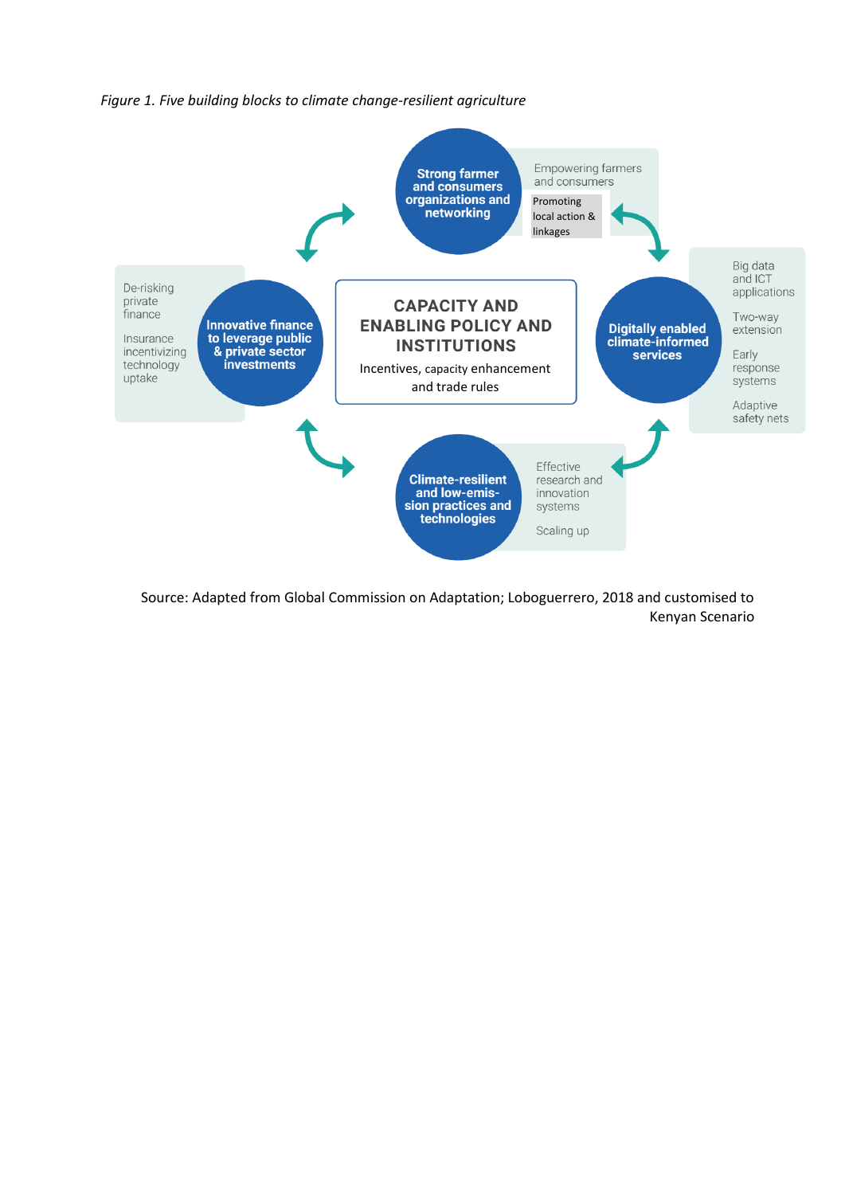*Figure 1. Five building blocks to climate change-resilient agriculture*

Strong farmer and consumers organizations and networking

Empowering farmers and consumers

Promoting local action & linkages

Digitally enabled climate-informed services

Big data and ICT applications

Two-way extension

Early response systems

Adaptive safety nets

CAPACITY AND ENABLING POLICY AND INSTITUTIONS

Incentives, capacity enhancement and trade rules

Innovative finance to leverage public & private sector investments

De-risking private finance

Insurance incentivizing technology uptake

Climate-resilient and low-emission practices and technologies

Effective research and innovation systems

Scaling up

Source: Adapted from Global Commission on Adaptation; Loboguerrero, 2018 and customised to Kenyan Scenario